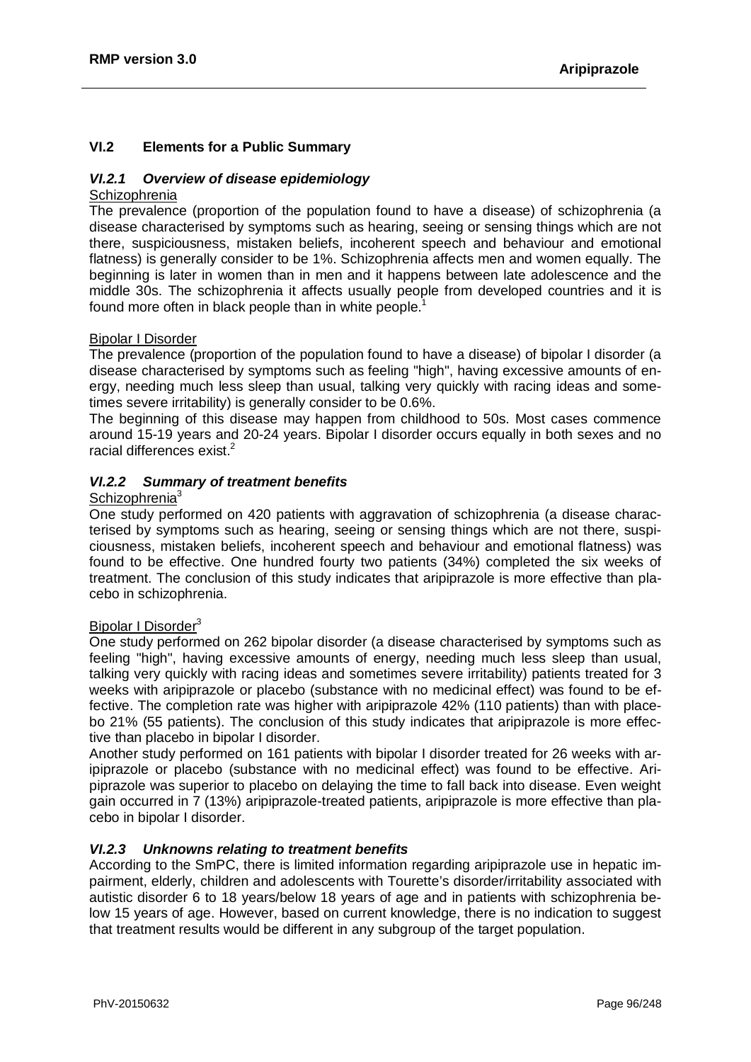## VI.2 Elements for a Public Summary

### *VI.2.1 Overview of disease epidemiology*

Schizophrenia

The prevalence (proportion of the population found to have a disease) of schizophrenia (a disease characterised by symptoms such as hearing, seeing or sensing things which are not there, suspiciousness, mistaken beliefs, incoherent speech and behaviour and emotional flatness) is generally consider to be 1%. Schizophrenia affects men and women equally. The beginning is later in women than in men and it happens between late adolescence and the middle 30s. The schizophrenia it affects usually people from developed countries and it is found more often in black people than in white people.[1]

Bipolar I Disorder

The prevalence (proportion of the population found to have a disease) of bipolar I disorder (a disease characterised by symptoms such as feeling "high", having excessive amounts of energy, needing much less sleep than usual, talking very quickly with racing ideas and sometimes severe irritability) is generally consider to be 0.6%.

The beginning of this disease may happen from childhood to 50s. Most cases commence around 15-19 years and 20-24 years. Bipolar I disorder occurs equally in both sexes and no racial differences exist.[2]

### *VI.2.2 Summary of treatment benefits*

Schizophrenia[3]

One study performed on 420 patients with aggravation of schizophrenia (a disease characterised by symptoms such as hearing, seeing or sensing things which are not there, suspiciousness, mistaken beliefs, incoherent speech and behaviour and emotional flatness) was found to be effective. One hundred fourty two patients (34%) completed the six weeks of treatment. The conclusion of this study indicates that aripiprazole is more effective than placebo in schizophrenia.

Bipolar I Disorder[3]

One study performed on 262 bipolar disorder (a disease characterised by symptoms such as feeling "high", having excessive amounts of energy, needing much less sleep than usual, talking very quickly with racing ideas and sometimes severe irritability) patients treated for 3 weeks with aripiprazole or placebo (substance with no medicinal effect) was found to be effective. The completion rate was higher with aripiprazole 42% (110 patients) than with placebo 21% (55 patients). The conclusion of this study indicates that aripiprazole is more effective than placebo in bipolar I disorder.

Another study performed on 161 patients with bipolar I disorder treated for 26 weeks with aripiprazole or placebo (substance with no medicinal effect) was found to be effective. Aripiprazole was superior to placebo on delaying the time to fall back into disease. Even weight gain occurred in 7 (13%) aripiprazole-treated patients, aripiprazole is more effective than placebo in bipolar I disorder.

### *VI.2.3 Unknowns relating to treatment benefits*

According to the SmPC, there is limited information regarding aripiprazole use in hepatic impairment, elderly, children and adolescents with Tourette's disorder/irritability associated with autistic disorder 6 to 18 years/below 18 years of age and in patients with schizophrenia below 15 years of age. However, based on current knowledge, there is no indication to suggest that treatment results would be different in any subgroup of the target population.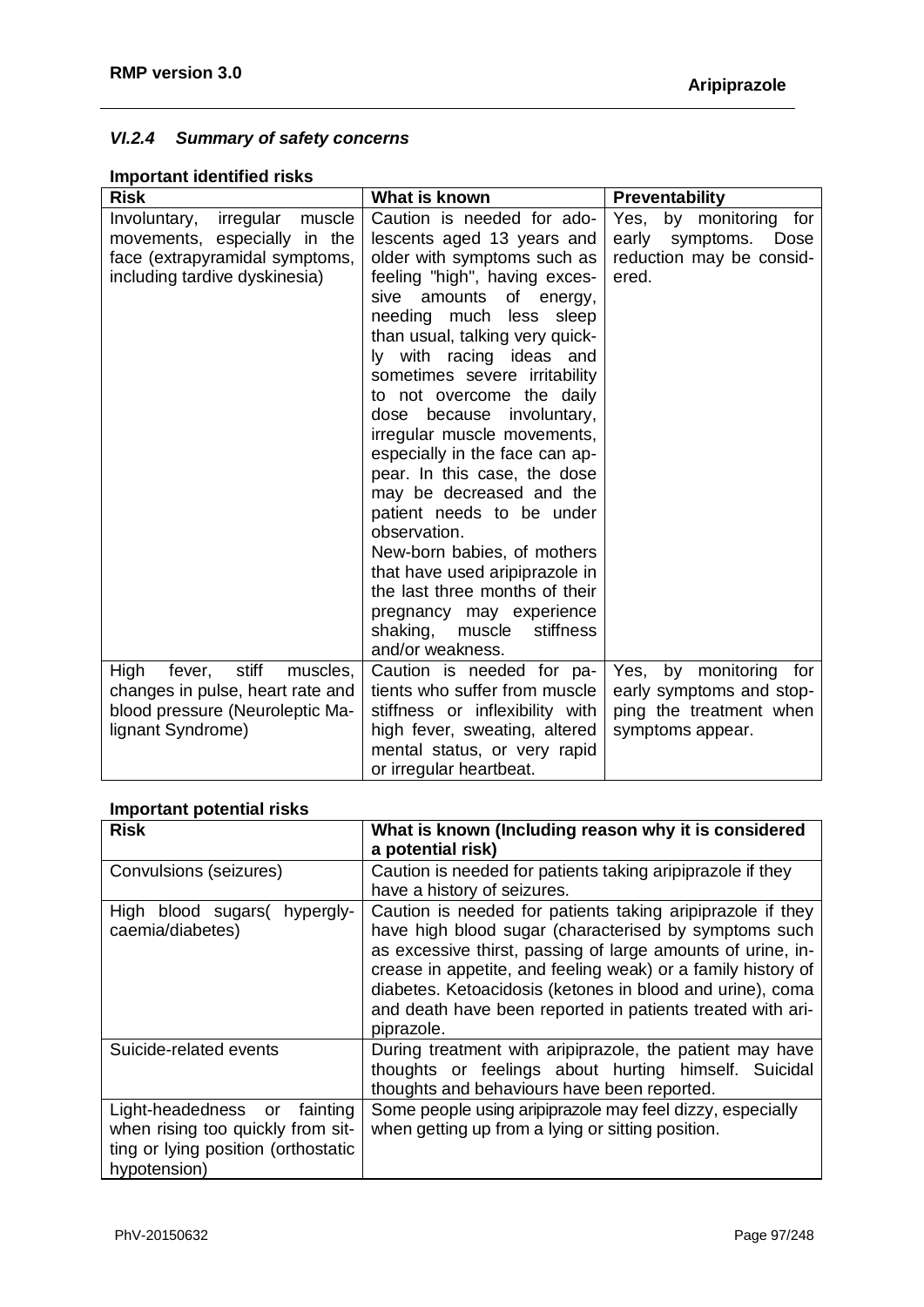### *VI.2.4 Summary of safety concerns*

**Important identified risks**

| Risk | What is known | Preventability |
|---|---|---|
| Involuntary, irregular muscle movements, especially in the face (extrapyramidal symptoms, including tardive dyskinesia) | Caution is needed for adolescents aged 13 years and older with symptoms such as feeling "high", having excessive amounts of energy, needing much less sleep than usual, talking very quickly with racing ideas and sometimes severe irritability to not overcome the daily dose because involuntary, irregular muscle movements, especially in the face can appear. In this case, the dose may be decreased and the patient needs to be under observation.<br>New-born babies, of mothers that have used aripiprazole in the last three months of their pregnancy may experience shaking, muscle stiffness and/or weakness. | Yes, by monitoring for early symptoms. Dose reduction may be considered. |
| High fever, stiff muscles, changes in pulse, heart rate and blood pressure (Neuroleptic Malignant Syndrome) | Caution is needed for patients who suffer from muscle stiffness or inflexibility with high fever, sweating, altered mental status, or very rapid or irregular heartbeat. | Yes, by monitoring for early symptoms and stopping the treatment when symptoms appear. |

**Important potential risks**

| Risk | What is known (Including reason why it is considered a potential risk) |
|---|---|
| Convulsions (seizures) | Caution is needed for patients taking aripiprazole if they have a history of seizures. |
| High blood sugars( hyperglycaemia/diabetes) | Caution is needed for patients taking aripiprazole if they have high blood sugar (characterised by symptoms such as excessive thirst, passing of large amounts of urine, increase in appetite, and feeling weak) or a family history of diabetes. Ketoacidosis (ketones in blood and urine), coma and death have been reported in patients treated with aripiprazole. |
| Suicide-related events | During treatment with aripiprazole, the patient may have thoughts or feelings about hurting himself. Suicidal thoughts and behaviours have been reported. |
| Light-headedness or fainting when rising too quickly from sitting or lying position (orthostatic hypotension) | Some people using aripiprazole may feel dizzy, especially when getting up from a lying or sitting position. |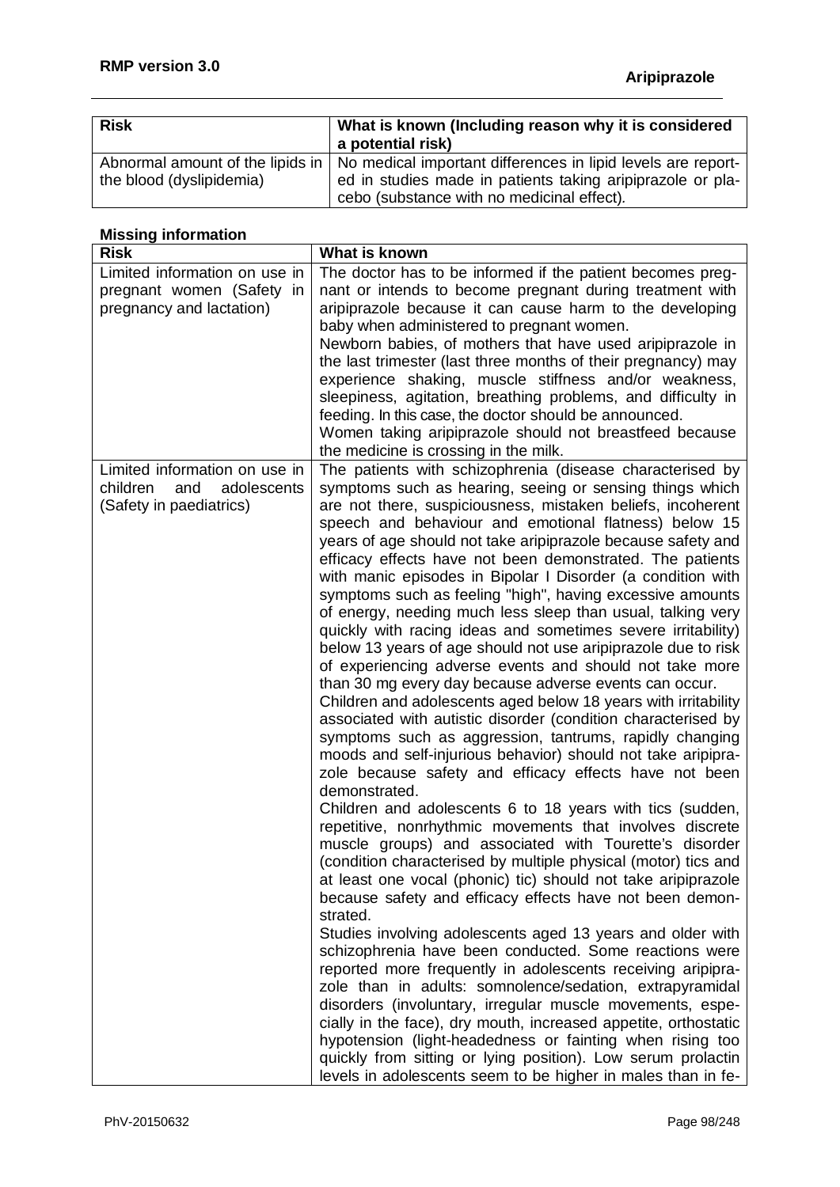| Risk | What is known (Including reason why it is considered a potential risk) |
|---|---|
| Abnormal amount of the lipids in the blood (dyslipidemia) | No medical important differences in lipid levels are reported in studies made in patients taking aripiprazole or placebo (substance with no medicinal effect). |

**Missing information**

| Risk | What is known |
|---|---|
| Limited information on use in pregnant women (Safety in pregnancy and lactation) | The doctor has to be informed if the patient becomes pregnant or intends to become pregnant during treatment with aripiprazole because it can cause harm to the developing baby when administered to pregnant women. Newborn babies, of mothers that have used aripiprazole in the last trimester (last three months of their pregnancy) may experience shaking, muscle stiffness and/or weakness, sleepiness, agitation, breathing problems, and difficulty in feeding. In this case, the doctor should be announced. Women taking aripiprazole should not breastfeed because the medicine is crossing in the milk. |
| Limited information on use in children and adolescents (Safety in paediatrics) | The patients with schizophrenia (disease characterised by symptoms such as hearing, seeing or sensing things which are not there, suspiciousness, mistaken beliefs, incoherent speech and behaviour and emotional flatness) below 15 years of age should not take aripiprazole because safety and efficacy effects have not been demonstrated. The patients with manic episodes in Bipolar I Disorder (a condition with symptoms such as feeling "high", having excessive amounts of energy, needing much less sleep than usual, talking very quickly with racing ideas and sometimes severe irritability) below 13 years of age should not use aripiprazole due to risk of experiencing adverse events and should not take more than 30 mg every day because adverse events can occur. Children and adolescents aged below 18 years with irritability associated with autistic disorder (condition characterised by symptoms such as aggression, tantrums, rapidly changing moods and self-injurious behavior) should not take aripiprazole because safety and efficacy effects have not been demonstrated. Children and adolescents 6 to 18 years with tics (sudden, repetitive, nonrhythmic movements that involves discrete muscle groups) and associated with Tourette's disorder (condition characterised by multiple physical (motor) tics and at least one vocal (phonic) tic) should not take aripiprazole because safety and efficacy effects have not been demonstrated. Studies involving adolescents aged 13 years and older with schizophrenia have been conducted. Some reactions were reported more frequently in adolescents receiving aripiprazole than in adults: somnolence/sedation, extrapyramidal disorders (involuntary, irregular muscle movements, especially in the face), dry mouth, increased appetite, orthostatic hypotension (light-headedness or fainting when rising too quickly from sitting or lying position). Low serum prolactin levels in adolescents seem to be higher in males than in fe- |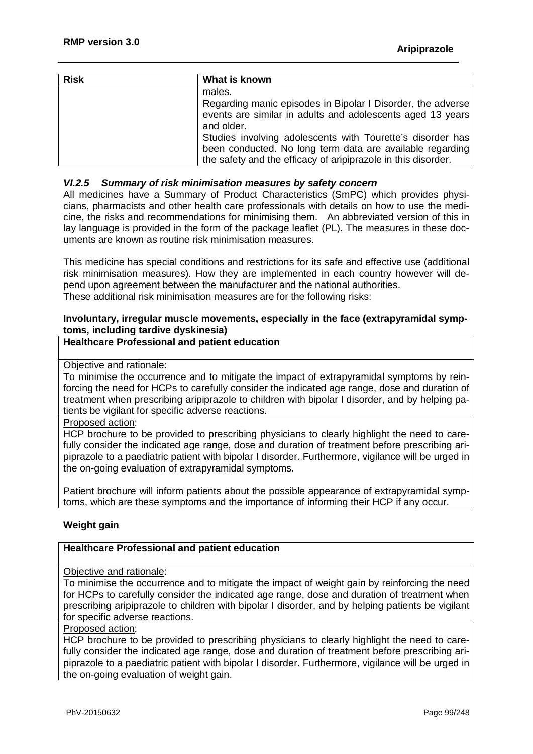| Risk | What is known |
|---|---|
| | males.<br>Regarding manic episodes in Bipolar I Disorder, the adverse events are similar in adults and adolescents aged 13 years and older.<br>Studies involving adolescents with Tourette's disorder has been conducted. No long term data are available regarding the safety and the efficacy of aripiprazole in this disorder. |

#### *VI.2.5 Summary of risk minimisation measures by safety concern*

All medicines have a Summary of Product Characteristics (SmPC) which provides physicians, pharmacists and other health care professionals with details on how to use the medicine, the risks and recommendations for minimising them. An abbreviated version of this in lay language is provided in the form of the package leaflet (PL). The measures in these documents are known as routine risk minimisation measures.

This medicine has special conditions and restrictions for its safe and effective use (additional risk minimisation measures). How they are implemented in each country however will depend upon agreement between the manufacturer and the national authorities.
These additional risk minimisation measures are for the following risks:

**Involuntary, irregular muscle movements, especially in the face (extrapyramidal symptoms, including tardive dyskinesia)**

| **Healthcare Professional and patient education** |
|---|
| <u>Objective and rationale</u>:<br>To minimise the occurrence and to mitigate the impact of extrapyramidal symptoms by reinforcing the need for HCPs to carefully consider the indicated age range, dose and duration of treatment when prescribing aripiprazole to children with bipolar I disorder, and by helping patients be vigilant for specific adverse reactions. |
| <u>Proposed action</u>:<br>HCP brochure to be provided to prescribing physicians to clearly highlight the need to carefully consider the indicated age range, dose and duration of treatment before prescribing aripiprazole to a paediatric patient with bipolar I disorder. Furthermore, vigilance will be urged in the on-going evaluation of extrapyramidal symptoms.<br><br>Patient brochure will inform patients about the possible appearance of extrapyramidal symptoms, which are these symptoms and the importance of informing their HCP if any occur. |

**Weight gain**

| **Healthcare Professional and patient education** |
|---|
| <u>Objective and rationale</u>:<br>To minimise the occurrence and to mitigate the impact of weight gain by reinforcing the need for HCPs to carefully consider the indicated age range, dose and duration of treatment when prescribing aripiprazole to children with bipolar I disorder, and by helping patients be vigilant for specific adverse reactions. |
| <u>Proposed action</u>:<br>HCP brochure to be provided to prescribing physicians to clearly highlight the need to carefully consider the indicated age range, dose and duration of treatment before prescribing aripiprazole to a paediatric patient with bipolar I disorder. Furthermore, vigilance will be urged in the on-going evaluation of weight gain. |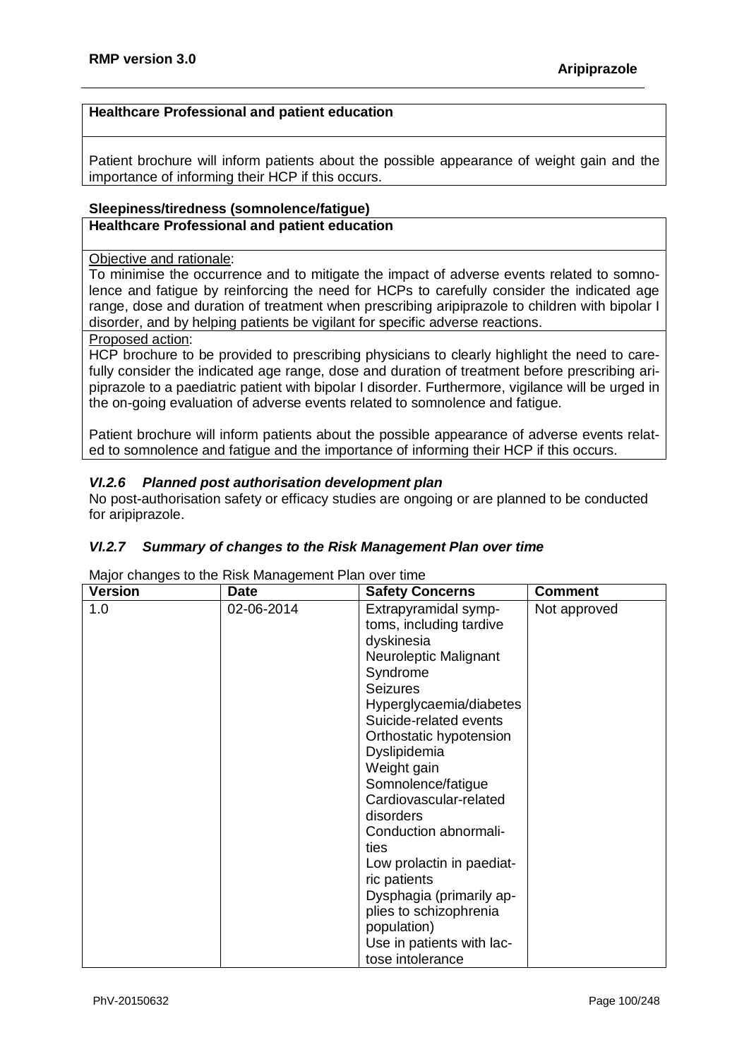**Healthcare Professional and patient education**

Patient brochure will inform patients about the possible appearance of weight gain and the importance of informing their HCP if this occurs.

**Sleepiness/tiredness (somnolence/fatigue)**

**Healthcare Professional and patient education**

Objective and rationale:

To minimise the occurrence and to mitigate the impact of adverse events related to somnolence and fatigue by reinforcing the need for HCPs to carefully consider the indicated age range, dose and duration of treatment when prescribing aripiprazole to children with bipolar I disorder, and by helping patients be vigilant for specific adverse reactions.

Proposed action:

HCP brochure to be provided to prescribing physicians to clearly highlight the need to carefully consider the indicated age range, dose and duration of treatment before prescribing aripiprazole to a paediatric patient with bipolar I disorder. Furthermore, vigilance will be urged in the on-going evaluation of adverse events related to somnolence and fatigue.

Patient brochure will inform patients about the possible appearance of adverse events related to somnolence and fatigue and the importance of informing their HCP if this occurs.

### *VI.2.6 Planned post authorisation development plan*

No post-authorisation safety or efficacy studies are ongoing or are planned to be conducted for aripiprazole.

### *VI.2.7 Summary of changes to the Risk Management Plan over time*

Major changes to the Risk Management Plan over time

| Version | Date | Safety Concerns | Comment |
|---|---|---|---|
| 1.0 | 02-06-2014 | Extrapyramidal symptoms, including tardive dyskinesia<br>Neuroleptic Malignant Syndrome<br>Seizures<br>Hyperglycaemia/diabetes<br>Suicide-related events<br>Orthostatic hypotension<br>Dyslipidemia<br>Weight gain<br>Somnolence/fatigue<br>Cardiovascular-related disorders<br>Conduction abnormalities<br>Low prolactin in paediatric patients<br>Dysphagia (primarily applies to schizophrenia population)<br>Use in patients with lactose intolerance | Not approved |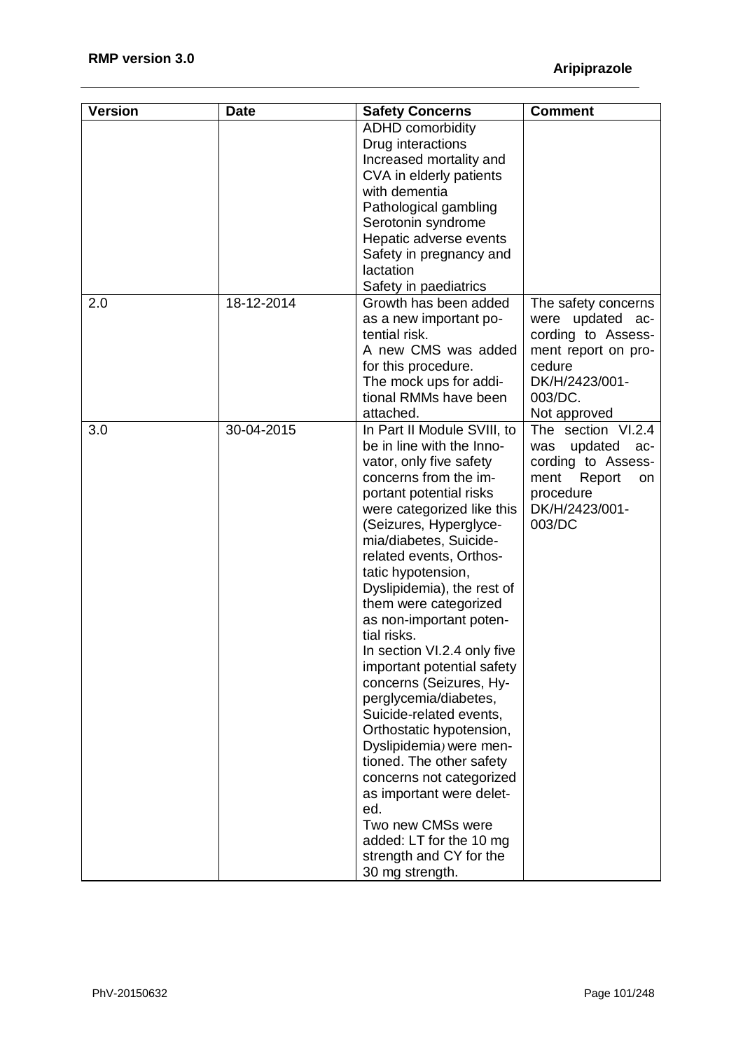| Version | Date | Safety Concerns | Comment |
|---|---|---|---|
| | | ADHD comorbidity<br>Drug interactions<br>Increased mortality and CVA in elderly patients with dementia<br>Pathological gambling<br>Serotonin syndrome<br>Hepatic adverse events<br>Safety in pregnancy and lactation<br>Safety in paediatrics | |
| 2.0 | 18-12-2014 | Growth has been added as a new important potential risk.<br>A new CMS was added for this procedure.<br>The mock ups for additional RMMs have been attached. | The safety concerns were updated according to Assessment report on procedure DK/H/2423/001-003/DC.<br>Not approved |
| 3.0 | 30-04-2015 | In Part II Module SVIII, to be in line with the Innovator, only five safety concerns from the important potential risks were categorized like this (Seizures, Hyperglycemia/diabetes, Suicide-related events, Orthostatic hypotension, Dyslipidemia), the rest of them were categorized as non-important potential risks.<br>In section VI.2.4 only five important potential safety concerns (Seizures, Hyperglycemia/diabetes, Suicide-related events, Orthostatic hypotension, Dyslipidemia) were mentioned. The other safety concerns not categorized as important were deleted.<br>Two new CMSs were added: LT for the 10 mg strength and CY for the 30 mg strength. | The section VI.2.4 was updated according to Assessment Report on procedure DK/H/2423/001-003/DC |